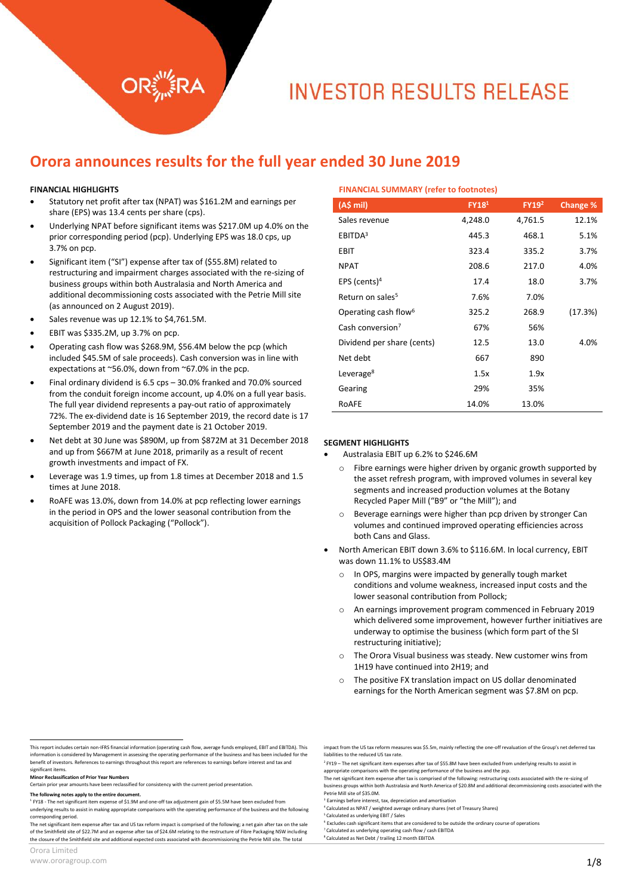# INVESTOR RESULTS RELEASE

## Orora announces results for the full year ended 30 June 2019

### FINANCIAL HIGHLIGHTS

- Statutory net profit after tax (NPAT) was $161.2M and earnings per share (EPS) was 13.4 cents per share (cps).
- Underlying NPAT before significant items was $217.0M up 4.0% on the prior corresponding period (pcp). Underlying EPS was 18.0 cps, up 3.7% on pcp.
- Significant item ("SI") expense after tax of ($55.8M) related to restructuring and impairment charges associated with the re-sizing of business groups within both Australasia and North America and additional decommissioning costs associated with the Petrie Mill site (as announced on 2 August 2019).
- Sales revenue was up 12.1% to $4,761.5M.
- EBIT was $335.2M, up 3.7% on pcp.
- Operating cash flow was $268.9M, $56.4M below the pcp (which included $45.5M of sale proceeds). Cash conversion was in line with expectations at ~56.0%, down from ~67.0% in the pcp.
- Final ordinary dividend is 6.5 cps – 30.0% franked and 70.0% sourced from the conduit foreign income account, up 4.0% on a full year basis. The full year dividend represents a pay-out ratio of approximately 72%. The ex-dividend date is 16 September 2019, the record date is 17 September 2019 and the payment date is 21 October 2019.
- Net debt at 30 June was $890M, up from $872M at 31 December 2018 and up from $667M at June 2018, primarily as a result of recent growth investments and impact of FX.
- Leverage was 1.9 times, up from 1.8 times at December 2018 and 1.5 times at June 2018.
- RoAFE was 13.0%, down from 14.0% at pcp reflecting lower earnings in the period in OPS and the lower seasonal contribution from the acquisition of Pollock Packaging ("Pollock").

### FINANCIAL SUMMARY (refer to footnotes)

| (A$ mil) | FY18[1] | FY19[2] | Change % |
|---|---|---|---|
| Sales revenue | 4,248.0 | 4,761.5 | 12.1% |
| EBITDA[3] | 445.3 | 468.1 | 5.1% |
| EBIT | 323.4 | 335.2 | 3.7% |
| NPAT | 208.6 | 217.0 | 4.0% |
| EPS (cents)[4] | 17.4 | 18.0 | 3.7% |
| Return on sales[5] | 7.6% | 7.0% | |
| Operating cash flow[6] | 325.2 | 268.9 | (17.3%) |
| Cash conversion[7] | 67% | 56% | |
| Dividend per share (cents) | 12.5 | 13.0 | 4.0% |
| Net debt | 667 | 890 | |
| Leverage[8] | 1.5x | 1.9x | |
| Gearing | 29% | 35% | |
| RoAFE | 14.0% | 13.0% | |

### SEGMENT HIGHLIGHTS

- Australasia EBIT up 6.2% to $246.6M
  - Fibre earnings were higher driven by organic growth supported by the asset refresh program, with improved volumes in several key segments and increased production volumes at the Botany Recycled Paper Mill ("B9" or "the Mill"); and
  - Beverage earnings were higher than pcp driven by stronger Can volumes and continued improved operating efficiencies across both Cans and Glass.
- North American EBIT down 3.6% to $116.6M. In local currency, EBIT was down 11.1% to US$83.4M
  - In OPS, margins were impacted by generally tough market conditions and volume weakness, increased input costs and the lower seasonal contribution from Pollock;
  - An earnings improvement program commenced in February 2019 which delivered some improvement, however further initiatives are underway to optimise the business (which form part of the SI restructuring initiative);
  - The Orora Visual business was steady. New customer wins from 1H19 have continued into 2H19; and
  - The positive FX translation impact on US dollar denominated earnings for the North American segment was $7.8M on pcp.

---

This report includes certain non-IFRS financial information (operating cash flow, average funds employed, EBIT and EBITDA). This information is considered by Management in assessing the operating performance of the business and has been included for the benefit of investors. References to earnings throughout this report are references to earnings before interest and tax and significant items.

**Minor Reclassification of Prior Year Numbers**
Certain prior year amounts have been reclassified for consistency with the current period presentation.

**The following notes apply to the entire document.**

[1] FY18 - The net significant item expense of $1.9M and one-off tax adjustment gain of $5.5M have been excluded from underlying results to assist in making appropriate comparisons with the operating performance of the business and the following corresponding period.
The net significant item expense after tax and US tax reform impact is comprised of the following; a net gain after tax on the sale of the Smithfield site of $22.7M and an expense after tax of $24.6M relating to the restructure of Fibre Packaging NSW including the closure of the Smithfield site and additional expected costs associated with decommissioning the Petrie Mill site. The total impact from the US tax reform measures was $5.5m, mainly reflecting the one-off revaluation of the Group's net deferred tax liabilities to the reduced US tax rate.

[2] FY19 – The net significant item expenses after tax of $55.8M have been excluded from underlying results to assist in appropriate comparisons with the operating performance of the business and the pcp.
The net significant item expense after tax is comprised of the following: restructuring costs associated with the re-sizing of business groups within both Australasia and North America of $20.8M and additional decommissioning costs associated with the Petrie Mill site of $35.0M.

[3] Earnings before interest, tax, depreciation and amortisation

[4] Calculated as NPAT / weighted average ordinary shares (net of Treasury Shares)

[5] Calculated as underlying EBIT / Sales

[6] Excludes cash significant items that are considered to be outside the ordinary course of operations

[7] Calculated as underlying operating cash flow / cash EBITDA

[8] Calculated as Net Debt / trailing 12 month EBITDA

Orora Limited
www.ororagroup.com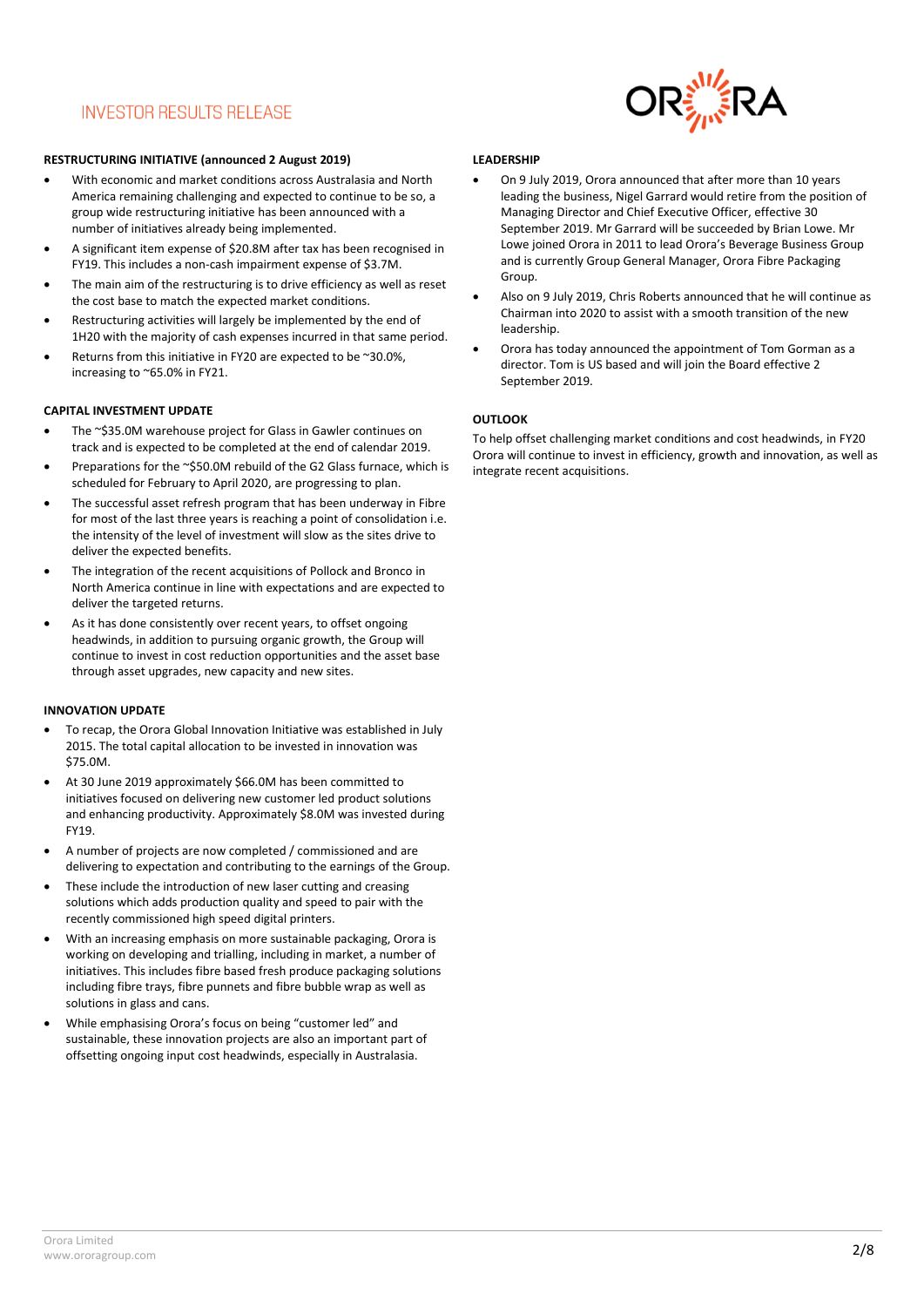**RESTRUCTURING INITIATIVE (announced 2 August 2019)**

- With economic and market conditions across Australasia and North America remaining challenging and expected to continue to be so, a group wide restructuring initiative has been announced with a number of initiatives already being implemented.
- A significant item expense of $20.8M after tax has been recognised in FY19. This includes a non-cash impairment expense of $3.7M.
- The main aim of the restructuring is to drive efficiency as well as reset the cost base to match the expected market conditions.
- Restructuring activities will largely be implemented by the end of 1H20 with the majority of cash expenses incurred in that same period.
- Returns from this initiative in FY20 are expected to be ~30.0%, increasing to ~65.0% in FY21.

**CAPITAL INVESTMENT UPDATE**

- The ~$35.0M warehouse project for Glass in Gawler continues on track and is expected to be completed at the end of calendar 2019.
- Preparations for the ~$50.0M rebuild of the G2 Glass furnace, which is scheduled for February to April 2020, are progressing to plan.
- The successful asset refresh program that has been underway in Fibre for most of the last three years is reaching a point of consolidation i.e. the intensity of the level of investment will slow as the sites drive to deliver the expected benefits.
- The integration of the recent acquisitions of Pollock and Bronco in North America continue in line with expectations and are expected to deliver the targeted returns.
- As it has done consistently over recent years, to offset ongoing headwinds, in addition to pursuing organic growth, the Group will continue to invest in cost reduction opportunities and the asset base through asset upgrades, new capacity and new sites.

**INNOVATION UPDATE**

- To recap, the Orora Global Innovation Initiative was established in July 2015. The total capital allocation to be invested in innovation was $75.0M.
- At 30 June 2019 approximately $66.0M has been committed to initiatives focused on delivering new customer led product solutions and enhancing productivity. Approximately $8.0M was invested during FY19.
- A number of projects are now completed / commissioned and are delivering to expectation and contributing to the earnings of the Group.
- These include the introduction of new laser cutting and creasing solutions which adds production quality and speed to pair with the recently commissioned high speed digital printers.
- With an increasing emphasis on more sustainable packaging, Orora is working on developing and trialling, including in market, a number of initiatives. This includes fibre based fresh produce packaging solutions including fibre trays, fibre punnets and fibre bubble wrap as well as solutions in glass and cans.
- While emphasising Orora's focus on being "customer led" and sustainable, these innovation projects are also an important part of offsetting ongoing input cost headwinds, especially in Australasia.

**LEADERSHIP**

- On 9 July 2019, Orora announced that after more than 10 years leading the business, Nigel Garrard would retire from the position of Managing Director and Chief Executive Officer, effective 30 September 2019. Mr Garrard will be succeeded by Brian Lowe. Mr Lowe joined Orora in 2011 to lead Orora's Beverage Business Group and is currently Group General Manager, Orora Fibre Packaging Group.
- Also on 9 July 2019, Chris Roberts announced that he will continue as Chairman into 2020 to assist with a smooth transition of the new leadership.
- Orora has today announced the appointment of Tom Gorman as a director. Tom is US based and will join the Board effective 2 September 2019.

**OUTLOOK**

To help offset challenging market conditions and cost headwinds, in FY20 Orora will continue to invest in efficiency, growth and innovation, as well as integrate recent acquisitions.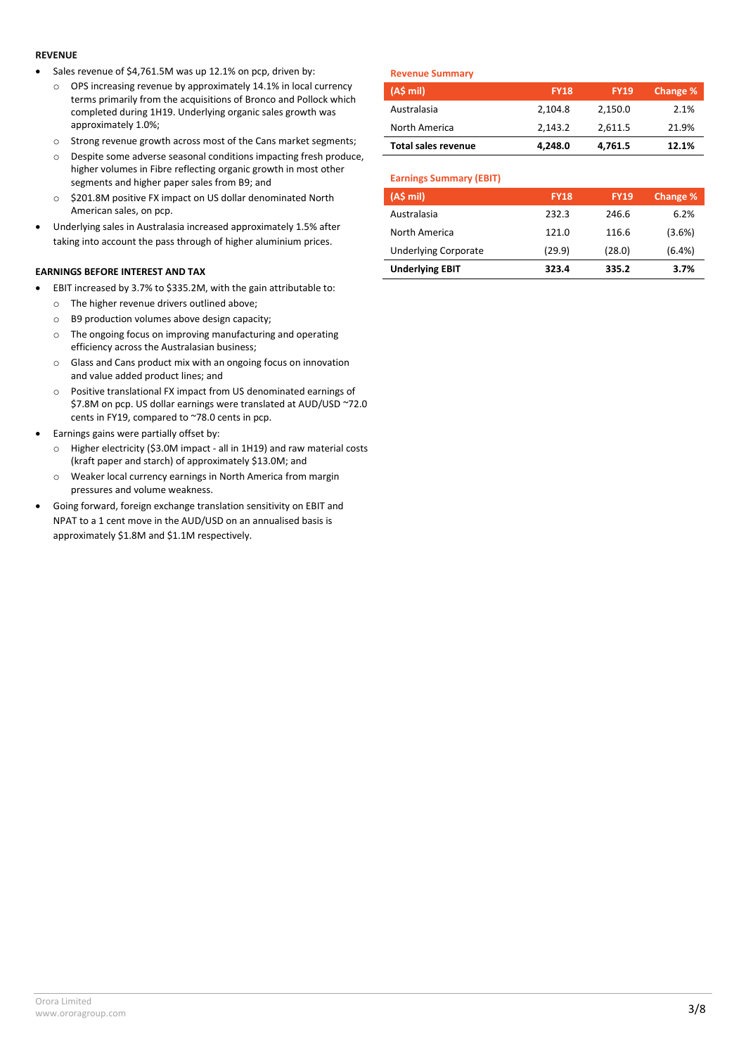## REVENUE

- Sales revenue of $4,761.5M was up 12.1% on pcp, driven by:
  - OPS increasing revenue by approximately 14.1% in local currency terms primarily from the acquisitions of Bronco and Pollock which completed during 1H19. Underlying organic sales growth was approximately 1.0%;
  - Strong revenue growth across most of the Cans market segments;
  - Despite some adverse seasonal conditions impacting fresh produce, higher volumes in Fibre reflecting organic growth in most other segments and higher paper sales from B9; and
  - $201.8M positive FX impact on US dollar denominated North American sales, on pcp.
- Underlying sales in Australasia increased approximately 1.5% after taking into account the pass through of higher aluminium prices.

**Revenue Summary**

| (A$ mil) | FY18 | FY19 | Change % |
|---|---|---|---|
| Australasia | 2,104.8 | 2,150.0 | 2.1% |
| North America | 2,143.2 | 2,611.5 | 21.9% |
| **Total sales revenue** | **4,248.0** | **4,761.5** | **12.1%** |

## EARNINGS BEFORE INTEREST AND TAX

- EBIT increased by 3.7% to $335.2M, with the gain attributable to:
  - The higher revenue drivers outlined above;
  - B9 production volumes above design capacity;
  - The ongoing focus on improving manufacturing and operating efficiency across the Australasian business;
  - Glass and Cans product mix with an ongoing focus on innovation and value added product lines; and
  - Positive translational FX impact from US denominated earnings of $7.8M on pcp. US dollar earnings were translated at AUD/USD ~72.0 cents in FY19, compared to ~78.0 cents in pcp.
- Earnings gains were partially offset by:
  - Higher electricity ($3.0M impact - all in 1H19) and raw material costs (kraft paper and starch) of approximately $13.0M; and
  - Weaker local currency earnings in North America from margin pressures and volume weakness.
- Going forward, foreign exchange translation sensitivity on EBIT and NPAT to a 1 cent move in the AUD/USD on an annualised basis is approximately $1.8M and $1.1M respectively.

**Earnings Summary (EBIT)**

| (A$ mil) | FY18 | FY19 | Change % |
|---|---|---|---|
| Australasia | 232.3 | 246.6 | 6.2% |
| North America | 121.0 | 116.6 | (3.6%) |
| Underlying Corporate | (29.9) | (28.0) | (6.4%) |
| **Underlying EBIT** | **323.4** | **335.2** | **3.7%** |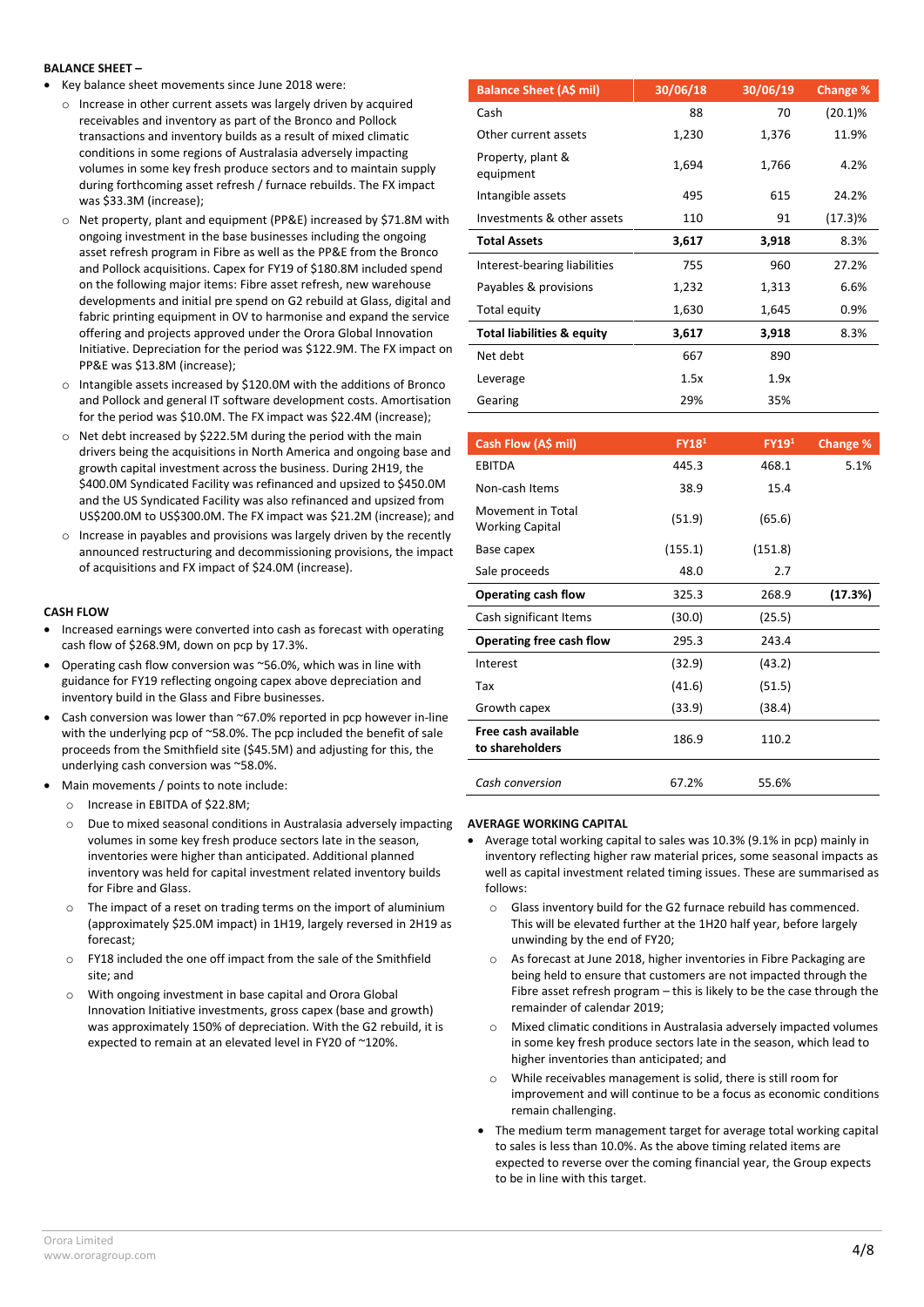## BALANCE SHEET –

- Key balance sheet movements since June 2018 were:
  - Increase in other current assets was largely driven by acquired receivables and inventory as part of the Bronco and Pollock transactions and inventory builds as a result of mixed climatic conditions in some regions of Australasia adversely impacting volumes in some key fresh produce sectors and to maintain supply during forthcoming asset refresh / furnace rebuilds. The FX impact was $33.3M (increase);
  - Net property, plant and equipment (PP&E) increased by $71.8M with ongoing investment in the base businesses including the ongoing asset refresh program in Fibre as well as the PP&E from the Bronco and Pollock acquisitions. Capex for FY19 of $180.8M included spend on the following major items: Fibre asset refresh, new warehouse developments and initial pre spend on G2 rebuild at Glass, digital and fabric printing equipment in OV to harmonise and expand the service offering and projects approved under the Orora Global Innovation Initiative. Depreciation for the period was $122.9M. The FX impact on PP&E was $13.8M (increase);
  - Intangible assets increased by $120.0M with the additions of Bronco and Pollock and general IT software development costs. Amortisation for the period was $10.0M. The FX impact was $22.4M (increase);
  - Net debt increased by $222.5M during the period with the main drivers being the acquisitions in North America and ongoing base and growth capital investment across the business. During 2H19, the $400.0M Syndicated Facility was refinanced and upsized to $450.0M and the US Syndicated Facility was also refinanced and upsized from US$200.0M to US$300.0M. The FX impact was $21.2M (increase); and
  - Increase in payables and provisions was largely driven by the recently announced restructuring and decommissioning provisions, the impact of acquisitions and FX impact of $24.0M (increase).

| Balance Sheet (A$ mil) | 30/06/18 | 30/06/19 | Change % |
|---|---|---|---|
| Cash | 88 | 70 | (20.1)% |
| Other current assets | 1,230 | 1,376 | 11.9% |
| Property, plant & equipment | 1,694 | 1,766 | 4.2% |
| Intangible assets | 495 | 615 | 24.2% |
| Investments & other assets | 110 | 91 | (17.3)% |
| **Total Assets** | **3,617** | **3,918** | 8.3% |
| Interest-bearing liabilities | 755 | 960 | 27.2% |
| Payables & provisions | 1,232 | 1,313 | 6.6% |
| Total equity | 1,630 | 1,645 | 0.9% |
| **Total liabilities & equity** | **3,617** | **3,918** | 8.3% |
| Net debt | 667 | 890 | |
| Leverage | 1.5x | 1.9x | |
| Gearing | 29% | 35% | |

## CASH FLOW

- Increased earnings were converted into cash as forecast with operating cash flow of $268.9M, down on pcp by 17.3%.
- Operating cash flow conversion was ~56.0%, which was in line with guidance for FY19 reflecting ongoing capex above depreciation and inventory build in the Glass and Fibre businesses.
- Cash conversion was lower than ~67.0% reported in pcp however in-line with the underlying pcp of ~58.0%. The pcp included the benefit of sale proceeds from the Smithfield site ($45.5M) and adjusting for this, the underlying cash conversion was ~58.0%.
- Main movements / points to note include:
  - Increase in EBITDA of $22.8M;
  - Due to mixed seasonal conditions in Australasia adversely impacting volumes in some key fresh produce sectors late in the season, inventories were higher than anticipated. Additional planned inventory was held for capital investment related inventory builds for Fibre and Glass.
  - The impact of a reset on trading terms on the import of aluminium (approximately $25.0M impact) in 1H19, largely reversed in 2H19 as forecast;
  - FY18 included the one off impact from the sale of the Smithfield site; and
  - With ongoing investment in base capital and Orora Global Innovation Initiative investments, gross capex (base and growth) was approximately 150% of depreciation. With the G2 rebuild, it is expected to remain at an elevated level in FY20 of ~120%.

| Cash Flow (A$ mil) | FY18[1] | FY19[1] | Change % |
|---|---|---|---|
| EBITDA | 445.3 | 468.1 | 5.1% |
| Non-cash Items | 38.9 | 15.4 | |
| Movement in Total Working Capital | (51.9) | (65.6) | |
| Base capex | (155.1) | (151.8) | |
| Sale proceeds | 48.0 | 2.7 | |
| **Operating cash flow** | 325.3 | 268.9 | **(17.3%)** |
| Cash significant Items | (30.0) | (25.5) | |
| **Operating free cash flow** | 295.3 | 243.4 | |
| Interest | (32.9) | (43.2) | |
| Tax | (41.6) | (51.5) | |
| Growth capex | (33.9) | (38.4) | |
| **Free cash available to shareholders** | 186.9 | 110.2 | |
| *Cash conversion* | 67.2% | 55.6% | |

## AVERAGE WORKING CAPITAL

- Average total working capital to sales was 10.3% (9.1% in pcp) mainly in inventory reflecting higher raw material prices, some seasonal impacts as well as capital investment related timing issues. These are summarised as follows:
  - Glass inventory build for the G2 furnace rebuild has commenced. This will be elevated further at the 1H20 half year, before largely unwinding by the end of FY20;
  - As forecast at June 2018, higher inventories in Fibre Packaging are being held to ensure that customers are not impacted through the Fibre asset refresh program – this is likely to be the case through the remainder of calendar 2019;
  - Mixed climatic conditions in Australasia adversely impacted volumes in some key fresh produce sectors late in the season, which lead to higher inventories than anticipated; and
  - While receivables management is solid, there is still room for improvement and will continue to be a focus as economic conditions remain challenging.
- The medium term management target for average total working capital to sales is less than 10.0%. As the above timing related items are expected to reverse over the coming financial year, the Group expects to be in line with this target.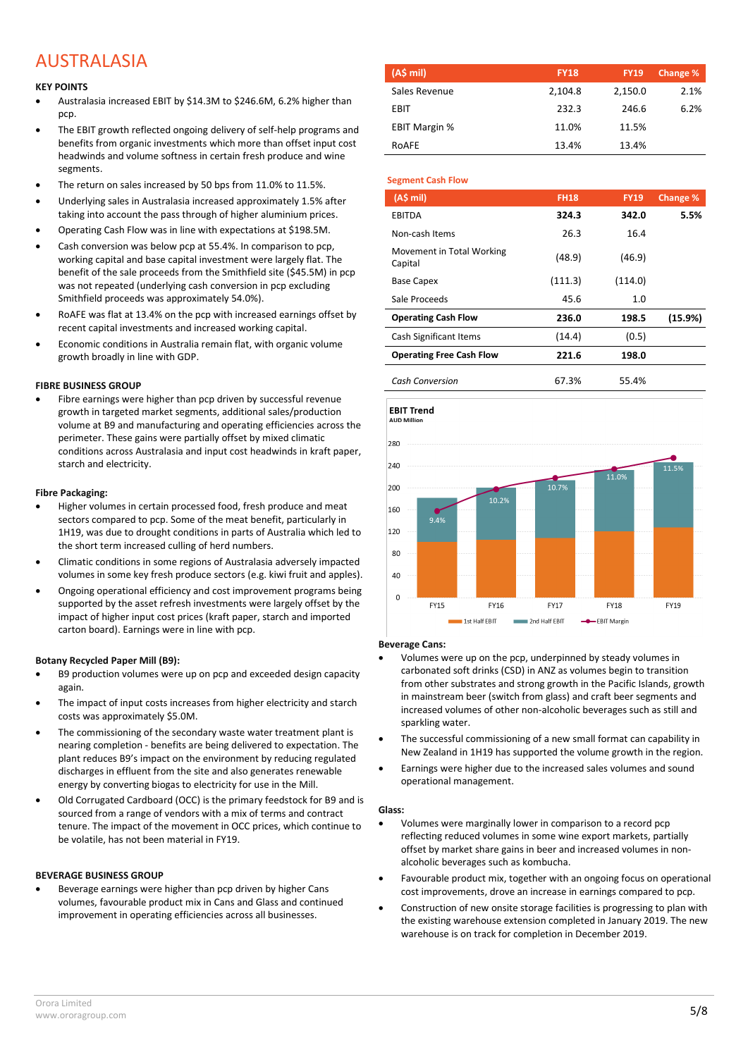# AUSTRALASIA

| (A$ mil) | FY18 | FY19 | Change % |
|---|---|---|---|
| Sales Revenue | 2,104.8 | 2,150.0 | 2.1% |
| EBIT | 232.3 | 246.6 | 6.2% |
| EBIT Margin % | 11.0% | 11.5% | |
| RoAFE | 13.4% | 13.4% | |

### KEY POINTS

- Australasia increased EBIT by $14.3M to $246.6M, 6.2% higher than pcp.
- The EBIT growth reflected ongoing delivery of self-help programs and benefits from organic investments which more than offset input cost headwinds and volume softness in certain fresh produce and wine segments.
- The return on sales increased by 50 bps from 11.0% to 11.5%.
- Underlying sales in Australasia increased approximately 1.5% after taking into account the pass through of higher aluminium prices.
- Operating Cash Flow was in line with expectations at $198.5M.
- Cash conversion was below pcp at 55.4%. In comparison to pcp, working capital and base capital investment were largely flat. The benefit of the sale proceeds from the Smithfield site ($45.5M) in pcp was not repeated (underlying cash conversion in pcp excluding Smithfield proceeds was approximately 54.0%).
- RoAFE was flat at 13.4% on the pcp with increased earnings offset by recent capital investments and increased working capital.
- Economic conditions in Australia remain flat, with organic volume growth broadly in line with GDP.

**Segment Cash Flow**

| (A$ mil) | FH18 | FY19 | Change % |
|---|---|---|---|
| **EBITDA** | **324.3** | **342.0** | **5.5%** |
| Non-cash Items | 26.3 | 16.4 | |
| Movement in Total Working Capital | (48.9) | (46.9) | |
| Base Capex | (111.3) | (114.0) | |
| Sale Proceeds | 45.6 | 1.0 | |
| **Operating Cash Flow** | **236.0** | **198.5** | **(15.9%)** |
| Cash Significant Items | (14.4) | (0.5) | |
| **Operating Free Cash Flow** | **221.6** | **198.0** | |
| *Cash Conversion* | 67.3% | 55.4% | |

**EBIT Trend**
AUD Million

| | FY15 | FY16 | FY17 | FY18 | FY19 |
|---|---|---|---|---|---|
| EBIT Margin | 9.4% | 10.2% | 10.7% | 11.0% | 11.5% |

Legend: 1st Half EBIT, 2nd Half EBIT, EBIT Margin

### FIBRE BUSINESS GROUP

- Fibre earnings were higher than pcp driven by successful revenue growth in targeted market segments, additional sales/production volume at B9 and manufacturing and operating efficiencies across the perimeter. These gains were partially offset by mixed climatic conditions across Australasia and input cost headwinds in kraft paper, starch and electricity.

**Fibre Packaging:**

- Higher volumes in certain processed food, fresh produce and meat sectors compared to pcp. Some of the meat benefit, particularly in 1H19, was due to drought conditions in parts of Australia which led to the short term increased culling of herd numbers.
- Climatic conditions in some regions of Australasia adversely impacted volumes in some key fresh produce sectors (e.g. kiwi fruit and apples).
- Ongoing operational efficiency and cost improvement programs being supported by the asset refresh investments were largely offset by the impact of higher input cost prices (kraft paper, starch and imported carton board). Earnings were in line with pcp.

**Botany Recycled Paper Mill (B9):**

- B9 production volumes were up on pcp and exceeded design capacity again.
- The impact of input costs increases from higher electricity and starch costs was approximately $5.0M.
- The commissioning of the secondary waste water treatment plant is nearing completion - benefits are being delivered to expectation. The plant reduces B9's impact on the environment by reducing regulated discharges in effluent from the site and also generates renewable energy by converting biogas to electricity for use in the Mill.
- Old Corrugated Cardboard (OCC) is the primary feedstock for B9 and is sourced from a range of vendors with a mix of terms and contract tenure. The impact of the movement in OCC prices, which continue to be volatile, has not been material in FY19.

### BEVERAGE BUSINESS GROUP

- Beverage earnings were higher than pcp driven by higher Cans volumes, favourable product mix in Cans and Glass and continued improvement in operating efficiencies across all businesses.

**Beverage Cans:**

- Volumes were up on the pcp, underpinned by steady volumes in carbonated soft drinks (CSD) in ANZ as volumes begin to transition from other substrates and strong growth in the Pacific Islands, growth in mainstream beer (switch from glass) and craft beer segments and increased volumes of other non-alcoholic beverages such as still and sparkling water.
- The successful commissioning of a new small format can capability in New Zealand in 1H19 has supported the volume growth in the region.
- Earnings were higher due to the increased sales volumes and sound operational management.

**Glass:**

- Volumes were marginally lower in comparison to a record pcp reflecting reduced volumes in some wine export markets, partially offset by market share gains in beer and increased volumes in non-alcoholic beverages such as kombucha.
- Favourable product mix, together with an ongoing focus on operational cost improvements, drove an increase in earnings compared to pcp.
- Construction of new onsite storage facilities is progressing to plan with the existing warehouse extension completed in January 2019. The new warehouse is on track for completion in December 2019.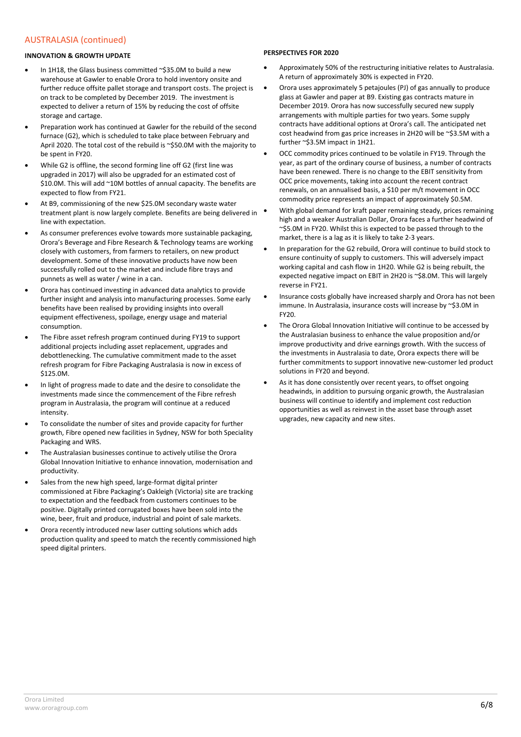## AUSTRALASIA (continued)

### INNOVATION & GROWTH UPDATE

- In 1H18, the Glass business committed ~$35.0M to build a new warehouse at Gawler to enable Orora to hold inventory onsite and further reduce offsite pallet storage and transport costs. The project is on track to be completed by December 2019. The investment is expected to deliver a return of 15% by reducing the cost of offsite storage and cartage.
- Preparation work has continued at Gawler for the rebuild of the second furnace (G2), which is scheduled to take place between February and April 2020. The total cost of the rebuild is ~$50.0M with the majority to be spent in FY20.
- While G2 is offline, the second forming line off G2 (first line was upgraded in 2017) will also be upgraded for an estimated cost of $10.0M. This will add ~10M bottles of annual capacity. The benefits are expected to flow from FY21.
- At B9, commissioning of the new $25.0M secondary waste water treatment plant is now largely complete. Benefits are being delivered in line with expectation.
- As consumer preferences evolve towards more sustainable packaging, Orora's Beverage and Fibre Research & Technology teams are working closely with customers, from farmers to retailers, on new product development. Some of these innovative products have now been successfully rolled out to the market and include fibre trays and punnets as well as water / wine in a can.
- Orora has continued investing in advanced data analytics to provide further insight and analysis into manufacturing processes. Some early benefits have been realised by providing insights into overall equipment effectiveness, spoilage, energy usage and material consumption.
- The Fibre asset refresh program continued during FY19 to support additional projects including asset replacement, upgrades and debottlenecking. The cumulative commitment made to the asset refresh program for Fibre Packaging Australasia is now in excess of $125.0M.
- In light of progress made to date and the desire to consolidate the investments made since the commencement of the Fibre refresh program in Australasia, the program will continue at a reduced intensity.
- To consolidate the number of sites and provide capacity for further growth, Fibre opened new facilities in Sydney, NSW for both Speciality Packaging and WRS.
- The Australasian businesses continue to actively utilise the Orora Global Innovation Initiative to enhance innovation, modernisation and productivity.
- Sales from the new high speed, large-format digital printer commissioned at Fibre Packaging's Oakleigh (Victoria) site are tracking to expectation and the feedback from customers continues to be positive. Digitally printed corrugated boxes have been sold into the wine, beer, fruit and produce, industrial and point of sale markets.
- Orora recently introduced new laser cutting solutions which adds production quality and speed to match the recently commissioned high speed digital printers.

### PERSPECTIVES FOR 2020

- Approximately 50% of the restructuring initiative relates to Australasia. A return of approximately 30% is expected in FY20.
- Orora uses approximately 5 petajoules (PJ) of gas annually to produce glass at Gawler and paper at B9. Existing gas contracts mature in December 2019. Orora has now successfully secured new supply arrangements with multiple parties for two years. Some supply contracts have additional options at Orora's call. The anticipated net cost headwind from gas price increases in 2H20 will be ~$3.5M with a further ~$3.5M impact in 1H21.
- OCC commodity prices continued to be volatile in FY19. Through the year, as part of the ordinary course of business, a number of contracts have been renewed. There is no change to the EBIT sensitivity from OCC price movements, taking into account the recent contract renewals, on an annualised basis, a $10 per m/t movement in OCC commodity price represents an impact of approximately $0.5M.
- With global demand for kraft paper remaining steady, prices remaining high and a weaker Australian Dollar, Orora faces a further headwind of ~$5.0M in FY20. Whilst this is expected to be passed through to the market, there is a lag as it is likely to take 2-3 years.
- In preparation for the G2 rebuild, Orora will continue to build stock to ensure continuity of supply to customers. This will adversely impact working capital and cash flow in 1H20. While G2 is being rebuilt, the expected negative impact on EBIT in 2H20 is ~$8.0M. This will largely reverse in FY21.
- Insurance costs globally have increased sharply and Orora has not been immune. In Australasia, insurance costs will increase by ~$3.0M in FY20.
- The Orora Global Innovation Initiative will continue to be accessed by the Australasian business to enhance the value proposition and/or improve productivity and drive earnings growth. With the success of the investments in Australasia to date, Orora expects there will be further commitments to support innovative new-customer led product solutions in FY20 and beyond.
- As it has done consistently over recent years, to offset ongoing headwinds, in addition to pursuing organic growth, the Australasian business will continue to identify and implement cost reduction opportunities as well as reinvest in the asset base through asset upgrades, new capacity and new sites.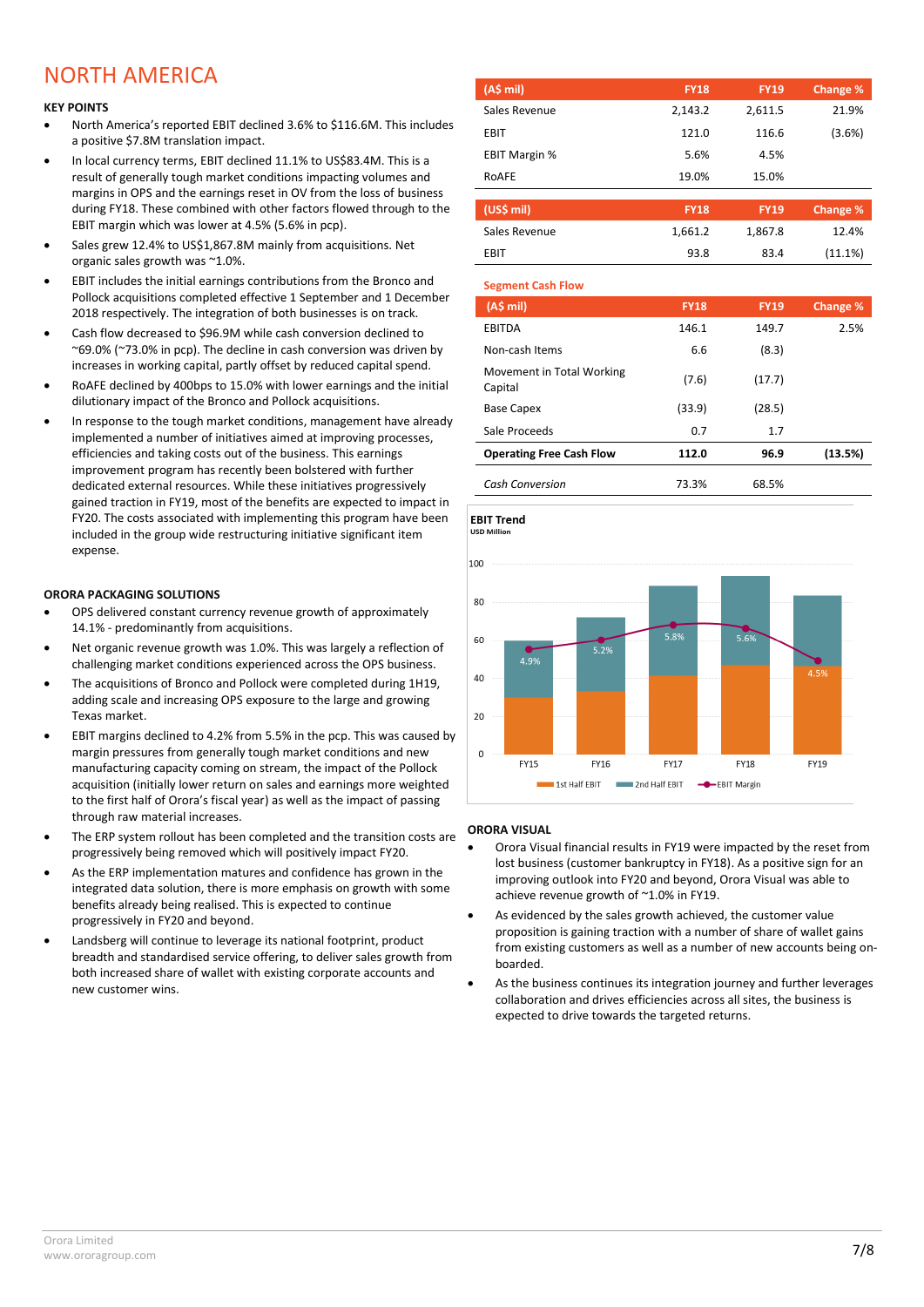# NORTH AMERICA

**KEY POINTS**

- North America's reported EBIT declined 3.6% to $116.6M. This includes a positive $7.8M translation impact.
- In local currency terms, EBIT declined 11.1% to US$83.4M. This is a result of generally tough market conditions impacting volumes and margins in OPS and the earnings reset in OV from the loss of business during FY18. These combined with other factors flowed through to the EBIT margin which was lower at 4.5% (5.6% in pcp).
- Sales grew 12.4% to US$1,867.8M mainly from acquisitions. Net organic sales growth was ~1.0%.
- EBIT includes the initial earnings contributions from the Bronco and Pollock acquisitions completed effective 1 September and 1 December 2018 respectively. The integration of both businesses is on track.
- Cash flow decreased to $96.9M while cash conversion declined to ~69.0% (~73.0% in pcp). The decline in cash conversion was driven by increases in working capital, partly offset by reduced capital spend.
- RoAFE declined by 400bps to 15.0% with lower earnings and the initial dilutionary impact of the Bronco and Pollock acquisitions.
- In response to the tough market conditions, management have already implemented a number of initiatives aimed at improving processes, efficiencies and taking costs out of the business. This earnings improvement program has recently been bolstered with further dedicated external resources. While these initiatives progressively gained traction in FY19, most of the benefits are expected to impact in FY20. The costs associated with implementing this program have been included in the group wide restructuring initiative significant item expense.

| (A$ mil) | FY18 | FY19 | Change % |
|---|---|---|---|
| Sales Revenue | 2,143.2 | 2,611.5 | 21.9% |
| EBIT | 121.0 | 116.6 | (3.6%) |
| EBIT Margin % | 5.6% | 4.5% | |
| RoAFE | 19.0% | 15.0% | |

| (US$ mil) | FY18 | FY19 | Change % |
|---|---|---|---|
| Sales Revenue | 1,661.2 | 1,867.8 | 12.4% |
| EBIT | 93.8 | 83.4 | (11.1%) |

**Segment Cash Flow**

| (A$ mil) | FY18 | FY19 | Change % |
|---|---|---|---|
| EBITDA | 146.1 | 149.7 | 2.5% |
| Non-cash Items | 6.6 | (8.3) | |
| Movement in Total Working Capital | (7.6) | (17.7) | |
| Base Capex | (33.9) | (28.5) | |
| Sale Proceeds | 0.7 | 1.7 | |
| **Operating Free Cash Flow** | **112.0** | **96.9** | **(13.5%)** |
| *Cash Conversion* | 73.3% | 68.5% | |

**EBIT Trend**
USD Million

| | FY15 | FY16 | FY17 | FY18 | FY19 |
|---|---|---|---|---|---|
| EBIT Margin | 4.9% | 5.2% | 5.8% | 5.6% | 4.5% |

Legend: 1st Half EBIT, 2nd Half EBIT, EBIT Margin

## ORORA PACKAGING SOLUTIONS

- OPS delivered constant currency revenue growth of approximately 14.1% - predominantly from acquisitions.
- Net organic revenue growth was 1.0%. This was largely a reflection of challenging market conditions experienced across the OPS business.
- The acquisitions of Bronco and Pollock were completed during 1H19, adding scale and increasing OPS exposure to the large and growing Texas market.
- EBIT margins declined to 4.2% from 5.5% in the pcp. This was caused by margin pressures from generally tough market conditions and new manufacturing capacity coming on stream, the impact of the Pollock acquisition (initially lower return on sales and earnings more weighted to the first half of Orora's fiscal year) as well as the impact of passing through raw material increases.
- The ERP system rollout has been completed and the transition costs are progressively being removed which will positively impact FY20.
- As the ERP implementation matures and confidence has grown in the integrated data solution, there is more emphasis on growth with some benefits already being realised. This is expected to continue progressively in FY20 and beyond.
- Landsberg will continue to leverage its national footprint, product breadth and standardised service offering, to deliver sales growth from both increased share of wallet with existing corporate accounts and new customer wins.

## ORORA VISUAL

- Orora Visual financial results in FY19 were impacted by the reset from lost business (customer bankruptcy in FY18). As a positive sign for an improving outlook into FY20 and beyond, Orora Visual was able to achieve revenue growth of ~1.0% in FY19.
- As evidenced by the sales growth achieved, the customer value proposition is gaining traction with a number of share of wallet gains from existing customers as well as a number of new accounts being on-boarded.
- As the business continues its integration journey and further leverages collaboration and drives efficiencies across all sites, the business is expected to drive towards the targeted returns.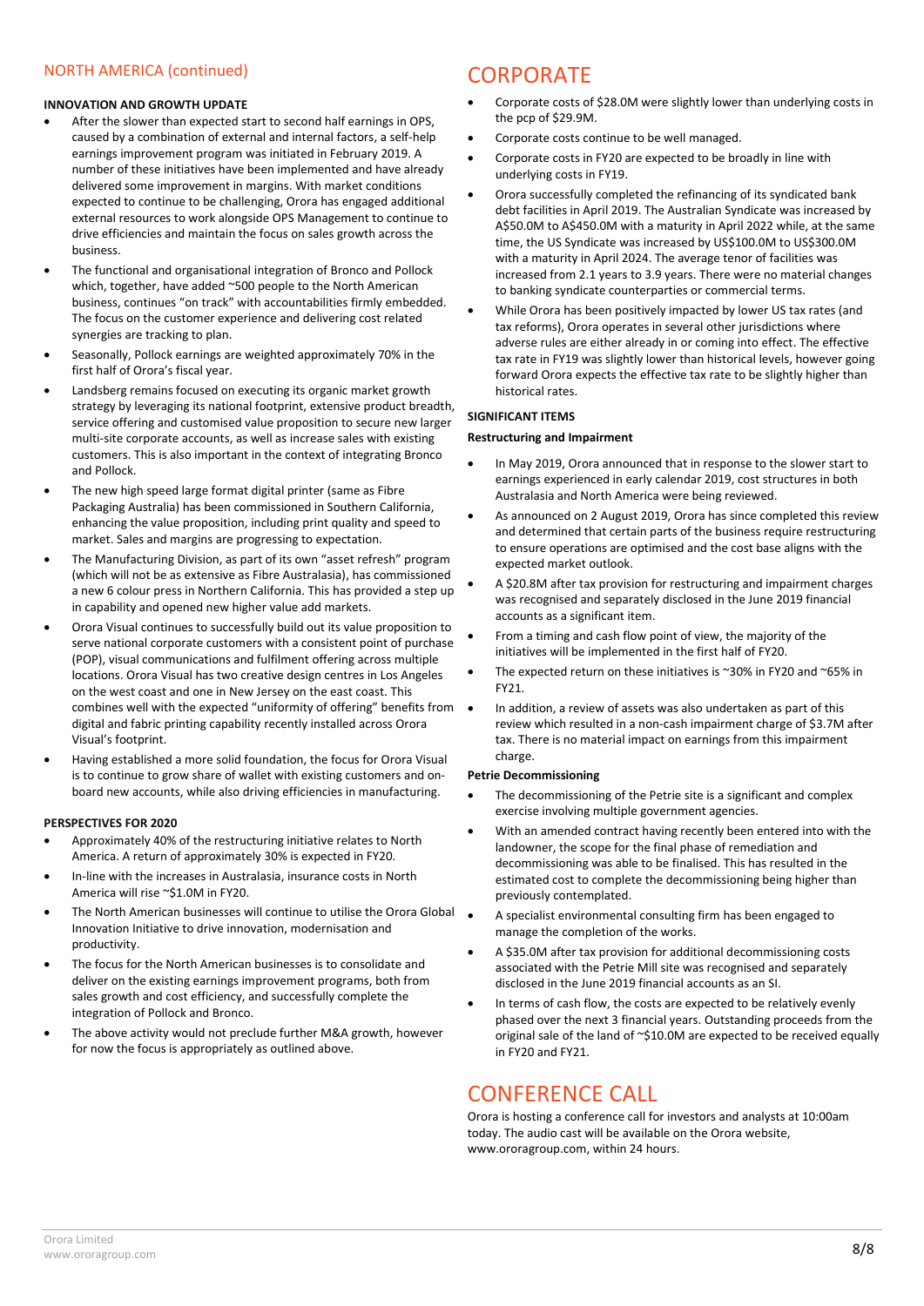## NORTH AMERICA (continued)

**INNOVATION AND GROWTH UPDATE**

- After the slower than expected start to second half earnings in OPS, caused by a combination of external and internal factors, a self-help earnings improvement program was initiated in February 2019. A number of these initiatives have been implemented and have already delivered some improvement in margins. With market conditions expected to continue to be challenging, Orora has engaged additional external resources to work alongside OPS Management to continue to drive efficiencies and maintain the focus on sales growth across the business.
- The functional and organisational integration of Bronco and Pollock which, together, have added ~500 people to the North American business, continues "on track" with accountabilities firmly embedded. The focus on the customer experience and delivering cost related synergies are tracking to plan.
- Seasonally, Pollock earnings are weighted approximately 70% in the first half of Orora's fiscal year.
- Landsberg remains focused on executing its organic market growth strategy by leveraging its national footprint, extensive product breadth, service offering and customised value proposition to secure new larger multi-site corporate accounts, as well as increase sales with existing customers. This is also important in the context of integrating Bronco and Pollock.
- The new high speed large format digital printer (same as Fibre Packaging Australia) has been commissioned in Southern California, enhancing the value proposition, including print quality and speed to market. Sales and margins are progressing to expectation.
- The Manufacturing Division, as part of its own "asset refresh" program (which will not be as extensive as Fibre Australasia), has commissioned a new 6 colour press in Northern California. This has provided a step up in capability and opened new higher value add markets.
- Orora Visual continues to successfully build out its value proposition to serve national corporate customers with a consistent point of purchase (POP), visual communications and fulfilment offering across multiple locations. Orora Visual has two creative design centres in Los Angeles on the west coast and one in New Jersey on the east coast. This combines well with the expected "uniformity of offering" benefits from digital and fabric printing capability recently installed across Orora Visual's footprint.
- Having established a more solid foundation, the focus for Orora Visual is to continue to grow share of wallet with existing customers and on-board new accounts, while also driving efficiencies in manufacturing.

**PERSPECTIVES FOR 2020**

- Approximately 40% of the restructuring initiative relates to North America. A return of approximately 30% is expected in FY20.
- In-line with the increases in Australasia, insurance costs in North America will rise ~$1.0M in FY20.
- The North American businesses will continue to utilise the Orora Global Innovation Initiative to drive innovation, modernisation and productivity.
- The focus for the North American businesses is to consolidate and deliver on the existing earnings improvement programs, both from sales growth and cost efficiency, and successfully complete the integration of Pollock and Bronco.
- The above activity would not preclude further M&A growth, however for now the focus is appropriately as outlined above.

# CORPORATE

- Corporate costs of $28.0M were slightly lower than underlying costs in the pcp of $29.9M.
- Corporate costs continue to be well managed.
- Corporate costs in FY20 are expected to be broadly in line with underlying costs in FY19.
- Orora successfully completed the refinancing of its syndicated bank debt facilities in April 2019. The Australian Syndicate was increased by A$50.0M to A$450.0M with a maturity in April 2022 while, at the same time, the US Syndicate was increased by US$100.0M to US$300.0M with a maturity in April 2024. The average tenor of facilities was increased from 2.1 years to 3.9 years. There were no material changes to banking syndicate counterparties or commercial terms.
- While Orora has been positively impacted by lower US tax rates (and tax reforms), Orora operates in several other jurisdictions where adverse rules are either already in or coming into effect. The effective tax rate in FY19 was slightly lower than historical levels, however going forward Orora expects the effective tax rate to be slightly higher than historical rates.

**SIGNIFICANT ITEMS**

**Restructuring and Impairment**

- In May 2019, Orora announced that in response to the slower start to earnings experienced in early calendar 2019, cost structures in both Australasia and North America were being reviewed.
- As announced on 2 August 2019, Orora has since completed this review and determined that certain parts of the business require restructuring to ensure operations are optimised and the cost base aligns with the expected market outlook.
- A $20.8M after tax provision for restructuring and impairment charges was recognised and separately disclosed in the June 2019 financial accounts as a significant item.
- From a timing and cash flow point of view, the majority of the initiatives will be implemented in the first half of FY20.
- The expected return on these initiatives is ~30% in FY20 and ~65% in FY21.
- In addition, a review of assets was also undertaken as part of this review which resulted in a non-cash impairment charge of $3.7M after tax. There is no material impact on earnings from this impairment charge.

**Petrie Decommissioning**

- The decommissioning of the Petrie site is a significant and complex exercise involving multiple government agencies.
- With an amended contract having recently been entered into with the landowner, the scope for the final phase of remediation and decommissioning was able to be finalised. This has resulted in the estimated cost to complete the decommissioning being higher than previously contemplated.
- A specialist environmental consulting firm has been engaged to manage the completion of the works.
- A $35.0M after tax provision for additional decommissioning costs associated with the Petrie Mill site was recognised and separately disclosed in the June 2019 financial accounts as an SI.
- In terms of cash flow, the costs are expected to be relatively evenly phased over the next 3 financial years. Outstanding proceeds from the original sale of the land of ~$10.0M are expected to be received equally in FY20 and FY21.

# CONFERENCE CALL

Orora is hosting a conference call for investors and analysts at 10:00am today. The audio cast will be available on the Orora website, www.ororagroup.com, within 24 hours.